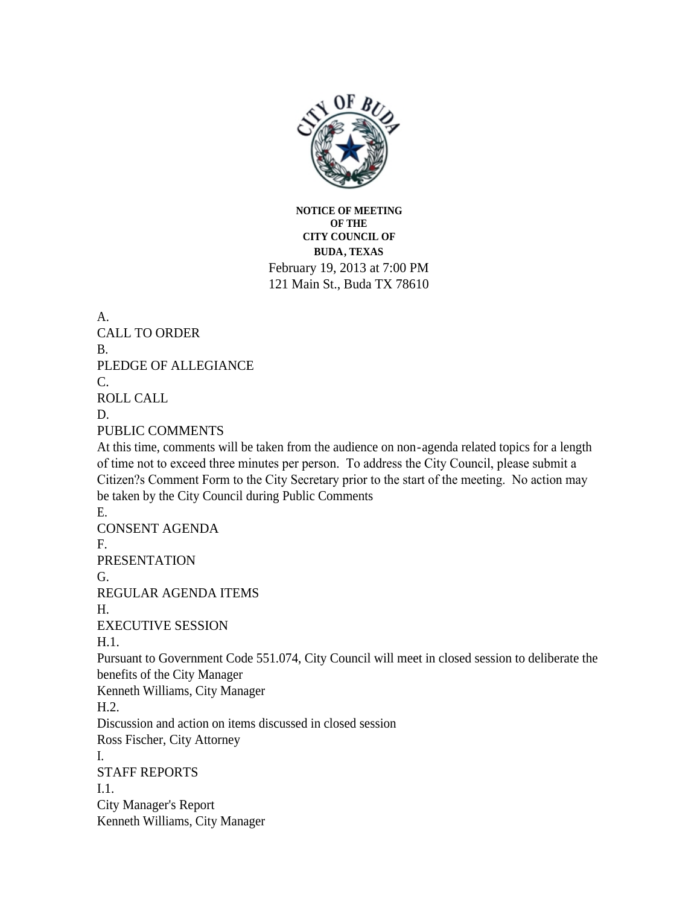**NOTICE OF MEETING**
**OF THE**
**CITY COUNCIL OF**
**BUDA, TEXAS**

February 19, 2013 at 7:00 PM
121 Main St., Buda TX 78610

A.
CALL TO ORDER

B.
PLEDGE OF ALLEGIANCE

C.
ROLL CALL

D.
PUBLIC COMMENTS

At this time, comments will be taken from the audience on non-agenda related topics for a length of time not to exceed three minutes per person. To address the City Council, please submit a Citizen?s Comment Form to the City Secretary prior to the start of the meeting. No action may be taken by the City Council during Public Comments

E.
CONSENT AGENDA

F.
PRESENTATION

G.
REGULAR AGENDA ITEMS

H.
EXECUTIVE SESSION

H.1.
Pursuant to Government Code 551.074, City Council will meet in closed session to deliberate the benefits of the City Manager
Kenneth Williams, City Manager

H.2.
Discussion and action on items discussed in closed session
Ross Fischer, City Attorney

I.
STAFF REPORTS

I.1.
City Manager's Report
Kenneth Williams, City Manager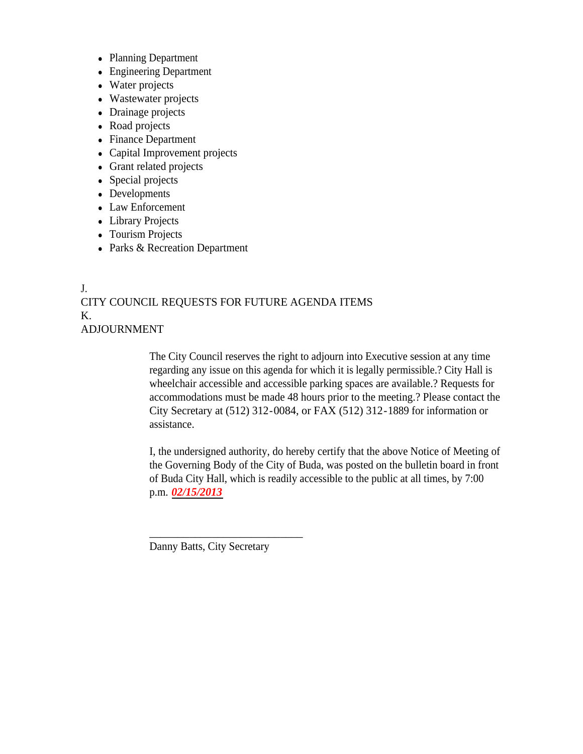- Planning Department
- Engineering Department
- Water projects
- Wastewater projects
- Drainage projects
- Road projects
- Finance Department
- Capital Improvement projects
- Grant related projects
- Special projects
- Developments
- Law Enforcement
- Library Projects
- Tourism Projects
- Parks & Recreation Department

J.
CITY COUNCIL REQUESTS FOR FUTURE AGENDA ITEMS
K.
ADJOURNMENT

The City Council reserves the right to adjourn into Executive session at any time regarding any issue on this agenda for which it is legally permissible.? City Hall is wheelchair accessible and accessible parking spaces are available.? Requests for accommodations must be made 48 hours prior to the meeting.? Please contact the City Secretary at (512) 312-0084, or FAX (512) 312-1889 for information or assistance.

I, the undersigned authority, do hereby certify that the above Notice of Meeting of the Governing Body of the City of Buda, was posted on the bulletin board in front of Buda City Hall, which is readily accessible to the public at all times, by 7:00 p.m. ***02/15/2013***

_____________________________
Danny Batts, City Secretary